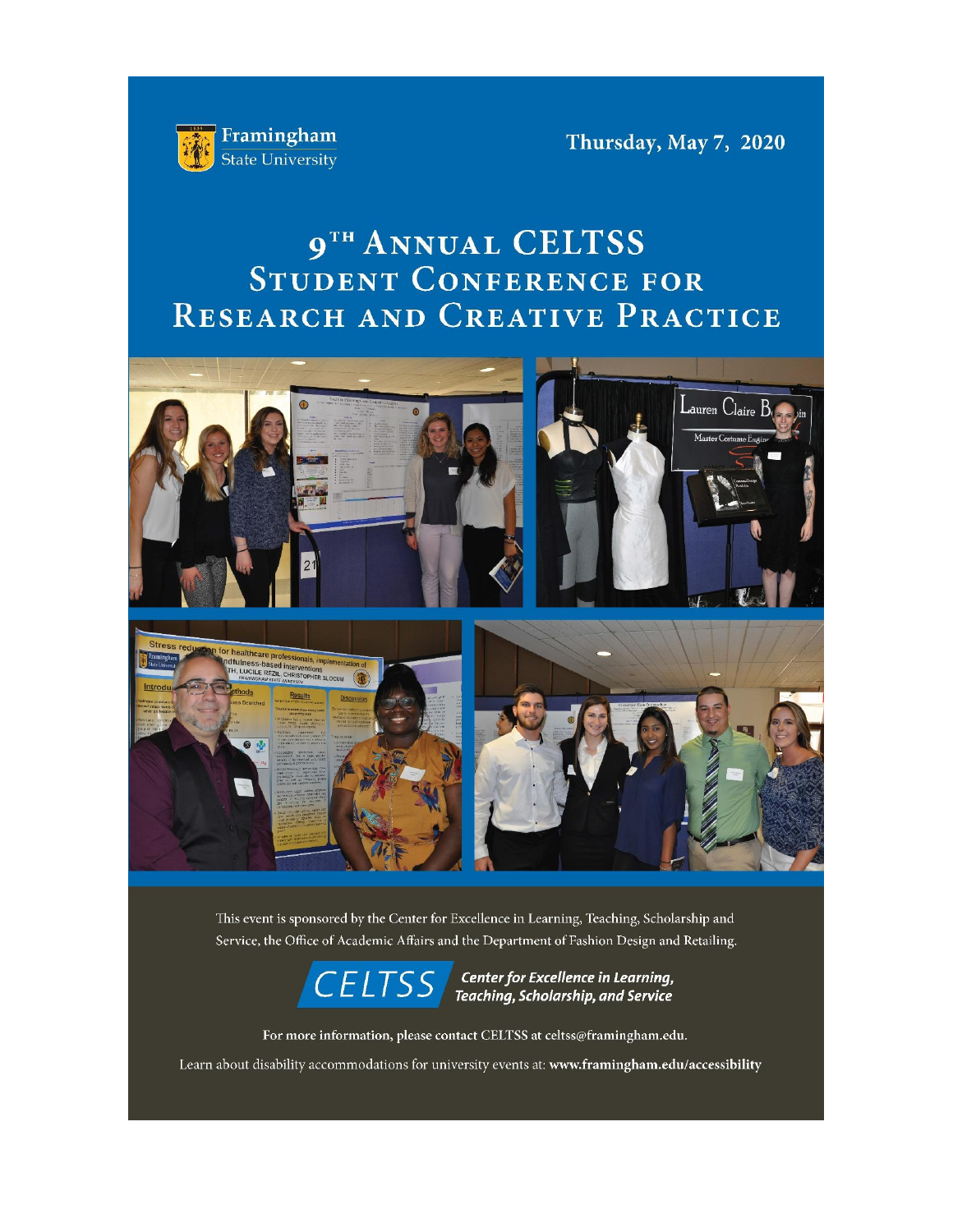Framingham State University

Thursday, May 7, 2020

# 9TH ANNUAL CELTSS STUDENT CONFERENCE FOR RESEARCH AND CREATIVE PRACTICE

This event is sponsored by the Center for Excellence in Learning, Teaching, Scholarship and Service, the Office of Academic Affairs and the Department of Fashion Design and Retailing.

CELTSS *Center for Excellence in Learning, Teaching, Scholarship, and Service*

For more information, please contact CELTSS at celtss@framingham.edu.

Learn about disability accommodations for university events at: **www.framingham.edu/accessibility**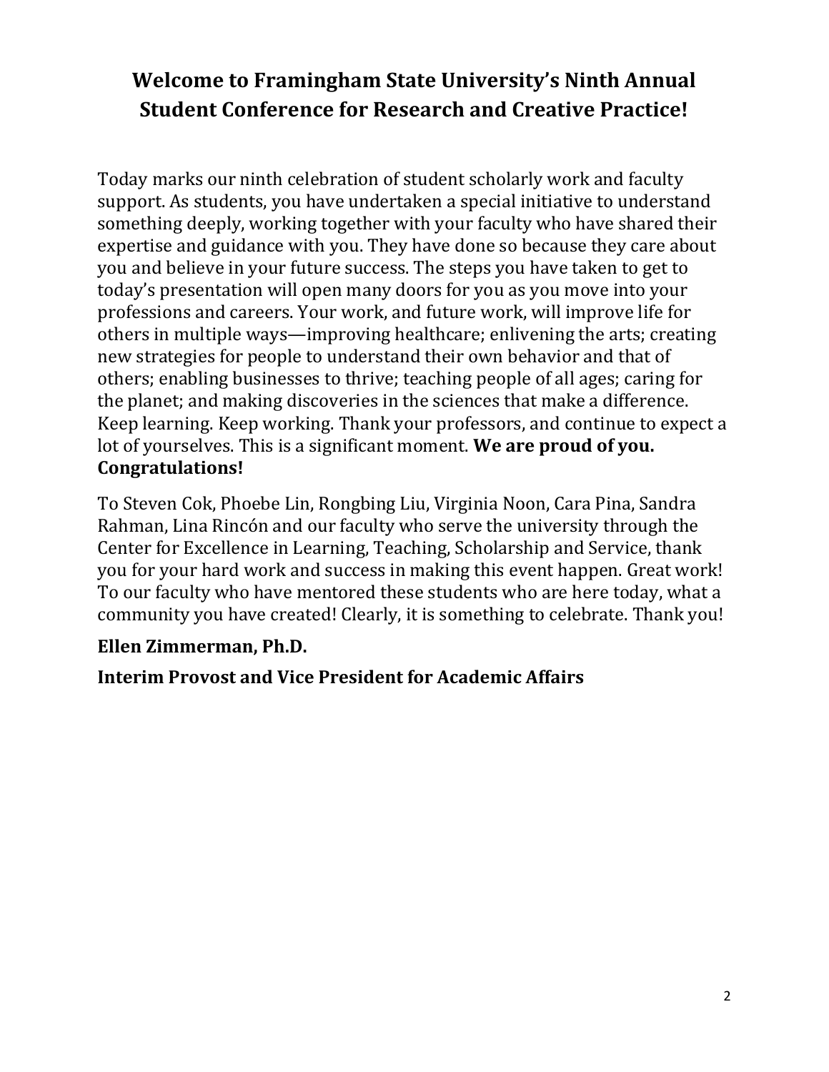# Welcome to Framingham State University's Ninth Annual Student Conference for Research and Creative Practice!

Today marks our ninth celebration of student scholarly work and faculty support. As students, you have undertaken a special initiative to understand something deeply, working together with your faculty who have shared their expertise and guidance with you. They have done so because they care about you and believe in your future success. The steps you have taken to get to today's presentation will open many doors for you as you move into your professions and careers. Your work, and future work, will improve life for others in multiple ways—improving healthcare; enlivening the arts; creating new strategies for people to understand their own behavior and that of others; enabling businesses to thrive; teaching people of all ages; caring for the planet; and making discoveries in the sciences that make a difference. Keep learning. Keep working. Thank your professors, and continue to expect a lot of yourselves. This is a significant moment. **We are proud of you. Congratulations!**

To Steven Cok, Phoebe Lin, Rongbing Liu, Virginia Noon, Cara Pina, Sandra Rahman, Lina Rincón and our faculty who serve the university through the Center for Excellence in Learning, Teaching, Scholarship and Service, thank you for your hard work and success in making this event happen. Great work! To our faculty who have mentored these students who are here today, what a community you have created! Clearly, it is something to celebrate. Thank you!

**Ellen Zimmerman, Ph.D.**

**Interim Provost and Vice President for Academic Affairs**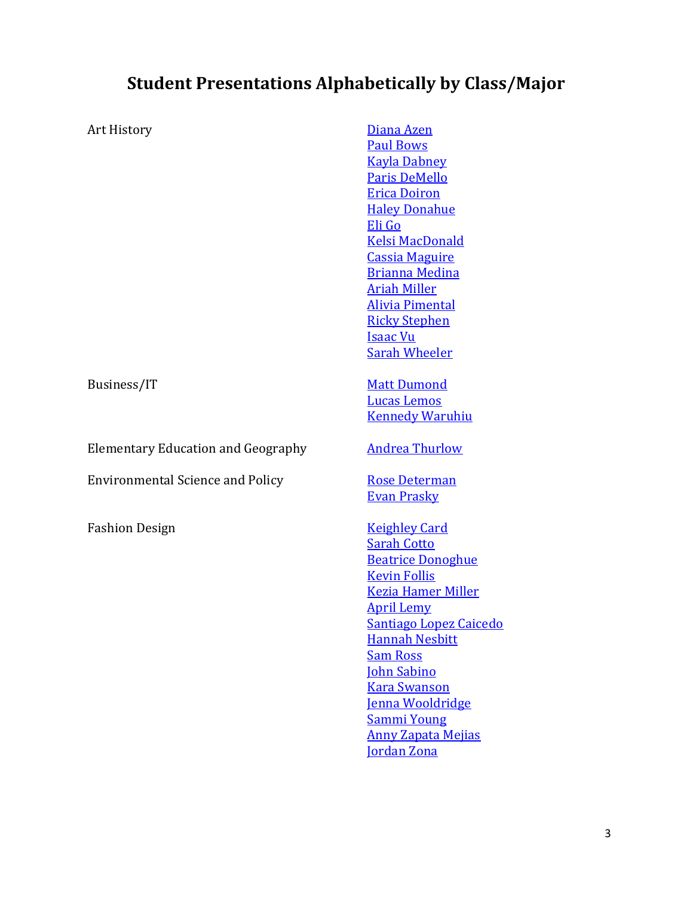# Student Presentations Alphabetically by Class/Major

| Class/Major | Students |
|---|---|
| Art History | Diana Azen<br>Paul Bows<br>Kayla Dabney<br>Paris DeMello<br>Erica Doiron<br>Haley Donahue<br>Eli Go<br>Kelsi MacDonald<br>Cassia Maguire<br>Brianna Medina<br>Ariah Miller<br>Alivia Pimental<br>Ricky Stephen<br>Isaac Vu<br>Sarah Wheeler |
| Business/IT | Matt Dumond<br>Lucas Lemos<br>Kennedy Waruhiu |
| Elementary Education and Geography | Andrea Thurlow |
| Environmental Science and Policy | Rose Determan<br>Evan Prasky |
| Fashion Design | Keighley Card<br>Sarah Cotto<br>Beatrice Donoghue<br>Kevin Follis<br>Kezia Hamer Miller<br>April Lemy<br>Santiago Lopez Caicedo<br>Hannah Nesbitt<br>Sam Ross<br>John Sabino<br>Kara Swanson<br>Jenna Wooldridge<br>Sammi Young<br>Anny Zapata Mejias<br>Jordan Zona |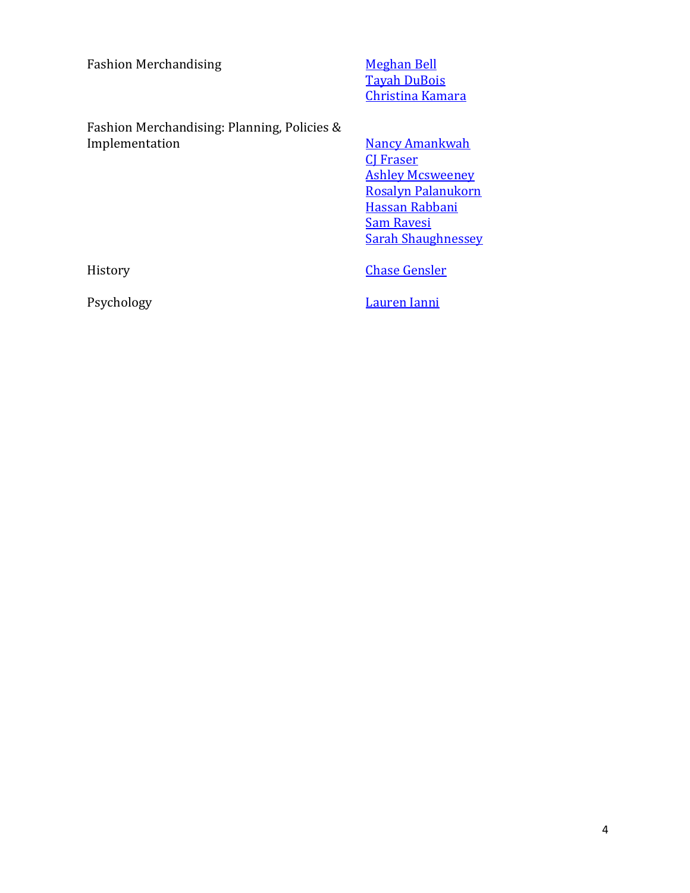| | |
|---|---|
| Fashion Merchandising | Meghan Bell<br>Tayah DuBois<br>Christina Kamara |
| Fashion Merchandising: Planning, Policies & Implementation | Nancy Amankwah<br>CJ Fraser<br>Ashley Mcsweeney<br>Rosalyn Palanukorn<br>Hassan Rabbani<br>Sam Ravesi<br>Sarah Shaughnessey |
| History | Chase Gensler |
| Psychology | Lauren Ianni |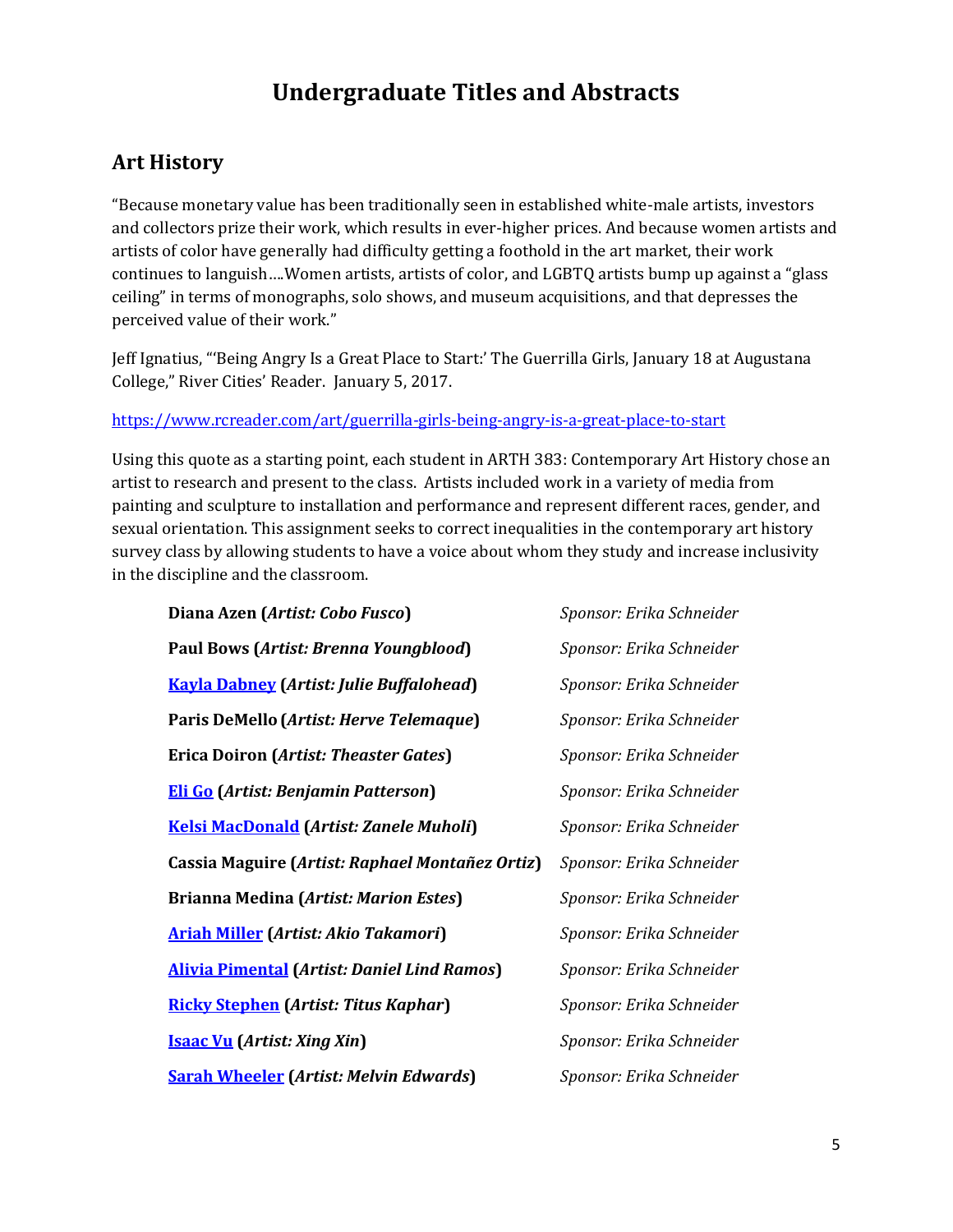# Undergraduate Titles and Abstracts

## Art History

"Because monetary value has been traditionally seen in established white-male artists, investors and collectors prize their work, which results in ever-higher prices. And because women artists and artists of color have generally had difficulty getting a foothold in the art market, their work continues to languish….Women artists, artists of color, and LGBTQ artists bump up against a "glass ceiling" in terms of monographs, solo shows, and museum acquisitions, and that depresses the perceived value of their work."

Jeff Ignatius, "'Being Angry Is a Great Place to Start:' The Guerrilla Girls, January 18 at Augustana College," River Cities' Reader. January 5, 2017.

https://www.rcreader.com/art/guerrilla-girls-being-angry-is-a-great-place-to-start

Using this quote as a starting point, each student in ARTH 383: Contemporary Art History chose an artist to research and present to the class. Artists included work in a variety of media from painting and sculpture to installation and performance and represent different races, gender, and sexual orientation. This assignment seeks to correct inequalities in the contemporary art history survey class by allowing students to have a voice about whom they study and increase inclusivity in the discipline and the classroom.

| | |
|---|---|
| **Diana Azen (*Artist: Cobo Fusco*)** | *Sponsor: Erika Schneider* |
| **Paul Bows (*Artist: Brenna Youngblood*)** | *Sponsor: Erika Schneider* |
| **Kayla Dabney (*Artist: Julie Buffalohead*)** | *Sponsor: Erika Schneider* |
| **Paris DeMello (*Artist: Herve Telemaque*)** | *Sponsor: Erika Schneider* |
| **Erica Doiron (*Artist: Theaster Gates*)** | *Sponsor: Erika Schneider* |
| **Eli Go (*Artist: Benjamin Patterson*)** | *Sponsor: Erika Schneider* |
| **Kelsi MacDonald (*Artist: Zanele Muholi*)** | *Sponsor: Erika Schneider* |
| **Cassia Maguire (*Artist: Raphael Montañez Ortiz*)** | *Sponsor: Erika Schneider* |
| **Brianna Medina (*Artist: Marion Estes*)** | *Sponsor: Erika Schneider* |
| **Ariah Miller (*Artist: Akio Takamori*)** | *Sponsor: Erika Schneider* |
| **Alivia Pimental (*Artist: Daniel Lind Ramos*)** | *Sponsor: Erika Schneider* |
| **Ricky Stephen (*Artist: Titus Kaphar*)** | *Sponsor: Erika Schneider* |
| **Isaac Vu (*Artist: Xing Xin*)** | *Sponsor: Erika Schneider* |
| **Sarah Wheeler (*Artist: Melvin Edwards*)** | *Sponsor: Erika Schneider* |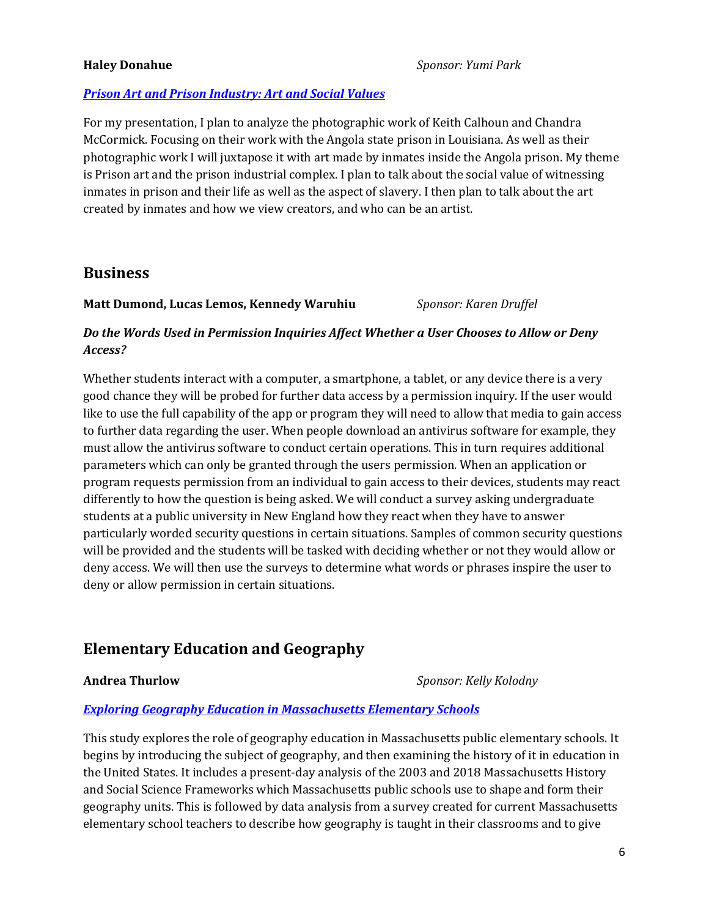**Haley Donahue** *Sponsor: Yumi Park*

***Prison Art and Prison Industry: Art and Social Values***

For my presentation, I plan to analyze the photographic work of Keith Calhoun and Chandra McCormick. Focusing on their work with the Angola state prison in Louisiana. As well as their photographic work I will juxtapose it with art made by inmates inside the Angola prison. My theme is Prison art and the prison industrial complex. I plan to talk about the social value of witnessing inmates in prison and their life as well as the aspect of slavery. I then plan to talk about the art created by inmates and how we view creators, and who can be an artist.

## Business

**Matt Dumond, Lucas Lemos, Kennedy Waruhiu** *Sponsor: Karen Druffel*

***Do the Words Used in Permission Inquiries Affect Whether a User Chooses to Allow or Deny Access?***

Whether students interact with a computer, a smartphone, a tablet, or any device there is a very good chance they will be probed for further data access by a permission inquiry. If the user would like to use the full capability of the app or program they will need to allow that media to gain access to further data regarding the user. When people download an antivirus software for example, they must allow the antivirus software to conduct certain operations. This in turn requires additional parameters which can only be granted through the users permission. When an application or program requests permission from an individual to gain access to their devices, students may react differently to how the question is being asked. We will conduct a survey asking undergraduate students at a public university in New England how they react when they have to answer particularly worded security questions in certain situations. Samples of common security questions will be provided and the students will be tasked with deciding whether or not they would allow or deny access. We will then use the surveys to determine what words or phrases inspire the user to deny or allow permission in certain situations.

## Elementary Education and Geography

**Andrea Thurlow** *Sponsor: Kelly Kolodny*

***Exploring Geography Education in Massachusetts Elementary Schools***

This study explores the role of geography education in Massachusetts public elementary schools. It begins by introducing the subject of geography, and then examining the history of it in education in the United States. It includes a present-day analysis of the 2003 and 2018 Massachusetts History and Social Science Frameworks which Massachusetts public schools use to shape and form their geography units. This is followed by data analysis from a survey created for current Massachusetts elementary school teachers to describe how geography is taught in their classrooms and to give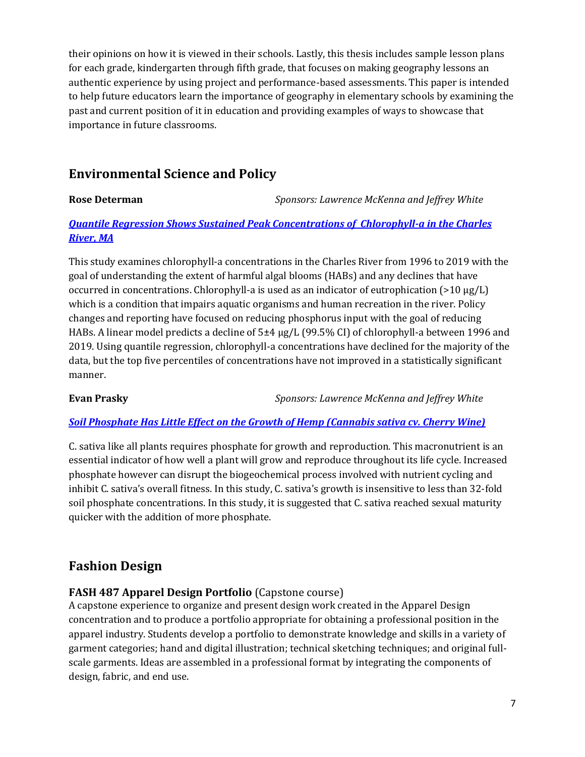their opinions on how it is viewed in their schools. Lastly, this thesis includes sample lesson plans for each grade, kindergarten through fifth grade, that focuses on making geography lessons an authentic experience by using project and performance-based assessments. This paper is intended to help future educators learn the importance of geography in elementary schools by examining the past and current position of it in education and providing examples of ways to showcase that importance in future classrooms.

## Environmental Science and Policy

**Rose Determan** *Sponsors: Lawrence McKenna and Jeffrey White*

***Quantile Regression Shows Sustained Peak Concentrations of Chlorophyll-a in the Charles River, MA***

This study examines chlorophyll-a concentrations in the Charles River from 1996 to 2019 with the goal of understanding the extent of harmful algal blooms (HABs) and any declines that have occurred in concentrations. Chlorophyll-a is used as an indicator of eutrophication (>10 μg/L) which is a condition that impairs aquatic organisms and human recreation in the river. Policy changes and reporting have focused on reducing phosphorus input with the goal of reducing HABs. A linear model predicts a decline of 5±4 μg/L (99.5% CI) of chlorophyll-a between 1996 and 2019. Using quantile regression, chlorophyll-a concentrations have declined for the majority of the data, but the top five percentiles of concentrations have not improved in a statistically significant manner.

**Evan Prasky** *Sponsors: Lawrence McKenna and Jeffrey White*

***Soil Phosphate Has Little Effect on the Growth of Hemp (Cannabis sativa cv. Cherry Wine)***

C. sativa like all plants requires phosphate for growth and reproduction. This macronutrient is an essential indicator of how well a plant will grow and reproduce throughout its life cycle. Increased phosphate however can disrupt the biogeochemical process involved with nutrient cycling and inhibit C. sativa's overall fitness. In this study, C. sativa's growth is insensitive to less than 32-fold soil phosphate concentrations. In this study, it is suggested that C. sativa reached sexual maturity quicker with the addition of more phosphate.

## Fashion Design

### **FASH 487 Apparel Design Portfolio** (Capstone course)

A capstone experience to organize and present design work created in the Apparel Design concentration and to produce a portfolio appropriate for obtaining a professional position in the apparel industry. Students develop a portfolio to demonstrate knowledge and skills in a variety of garment categories; hand and digital illustration; technical sketching techniques; and original full-scale garments. Ideas are assembled in a professional format by integrating the components of design, fabric, and end use.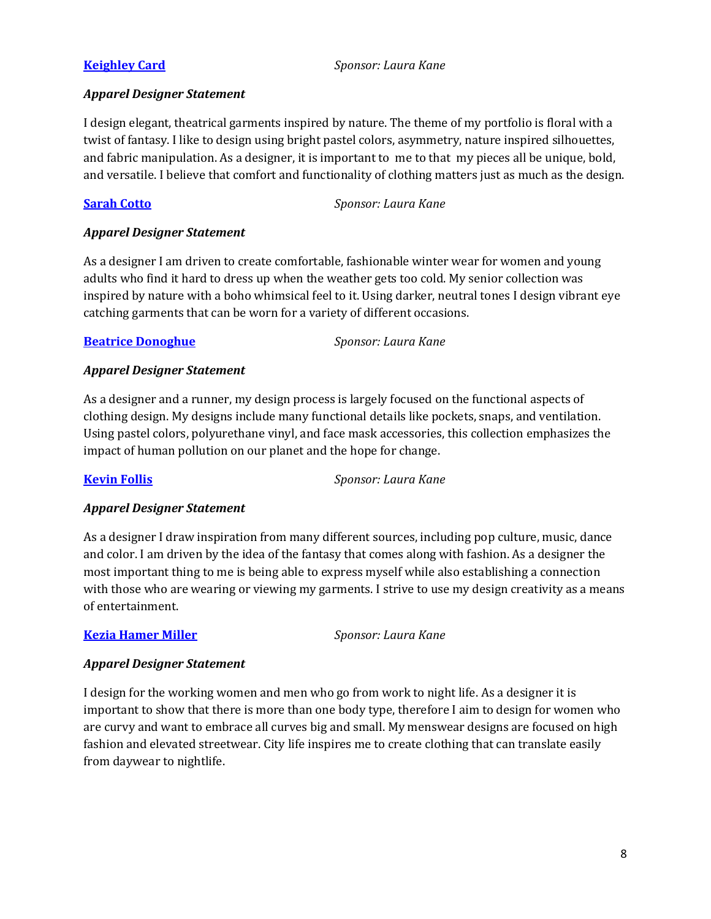**Keighley Card** *Sponsor: Laura Kane*

***Apparel Designer Statement***

I design elegant, theatrical garments inspired by nature. The theme of my portfolio is floral with a twist of fantasy. I like to design using bright pastel colors, asymmetry, nature inspired silhouettes, and fabric manipulation. As a designer, it is important to me to that my pieces all be unique, bold, and versatile. I believe that comfort and functionality of clothing matters just as much as the design.

**Sarah Cotto** *Sponsor: Laura Kane*

***Apparel Designer Statement***

As a designer I am driven to create comfortable, fashionable winter wear for women and young adults who find it hard to dress up when the weather gets too cold. My senior collection was inspired by nature with a boho whimsical feel to it. Using darker, neutral tones I design vibrant eye catching garments that can be worn for a variety of different occasions.

**Beatrice Donoghue** *Sponsor: Laura Kane*

***Apparel Designer Statement***

As a designer and a runner, my design process is largely focused on the functional aspects of clothing design. My designs include many functional details like pockets, snaps, and ventilation. Using pastel colors, polyurethane vinyl, and face mask accessories, this collection emphasizes the impact of human pollution on our planet and the hope for change.

**Kevin Follis** *Sponsor: Laura Kane*

***Apparel Designer Statement***

As a designer I draw inspiration from many different sources, including pop culture, music, dance and color. I am driven by the idea of the fantasy that comes along with fashion. As a designer the most important thing to me is being able to express myself while also establishing a connection with those who are wearing or viewing my garments. I strive to use my design creativity as a means of entertainment.

**Kezia Hamer Miller** *Sponsor: Laura Kane*

***Apparel Designer Statement***

I design for the working women and men who go from work to night life. As a designer it is important to show that there is more than one body type, therefore I aim to design for women who are curvy and want to embrace all curves big and small. My menswear designs are focused on high fashion and elevated streetwear. City life inspires me to create clothing that can translate easily from daywear to nightlife.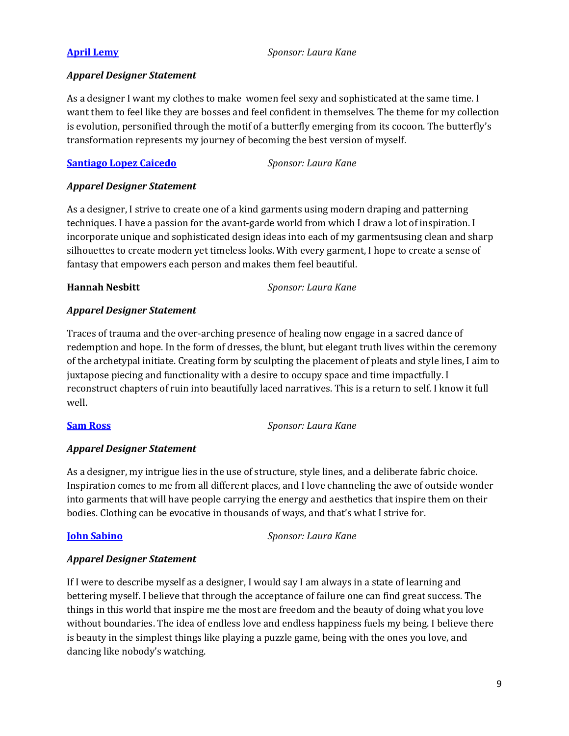**April Lemy** *Sponsor: Laura Kane*

***Apparel Designer Statement***

As a designer I want my clothes to make women feel sexy and sophisticated at the same time. I want them to feel like they are bosses and feel confident in themselves. The theme for my collection is evolution, personified through the motif of a butterfly emerging from its cocoon. The butterfly's transformation represents my journey of becoming the best version of myself.

**Santiago Lopez Caicedo** *Sponsor: Laura Kane*

***Apparel Designer Statement***

As a designer, I strive to create one of a kind garments using modern draping and patterning techniques. I have a passion for the avant-garde world from which I draw a lot of inspiration. I incorporate unique and sophisticated design ideas into each of my garmentsusing clean and sharp silhouettes to create modern yet timeless looks. With every garment, I hope to create a sense of fantasy that empowers each person and makes them feel beautiful.

**Hannah Nesbitt** *Sponsor: Laura Kane*

***Apparel Designer Statement***

Traces of trauma and the over-arching presence of healing now engage in a sacred dance of redemption and hope. In the form of dresses, the blunt, but elegant truth lives within the ceremony of the archetypal initiate. Creating form by sculpting the placement of pleats and style lines, I aim to juxtapose piecing and functionality with a desire to occupy space and time impactfully. I reconstruct chapters of ruin into beautifully laced narratives. This is a return to self. I know it full well.

**Sam Ross** *Sponsor: Laura Kane*

***Apparel Designer Statement***

As a designer, my intrigue lies in the use of structure, style lines, and a deliberate fabric choice. Inspiration comes to me from all different places, and I love channeling the awe of outside wonder into garments that will have people carrying the energy and aesthetics that inspire them on their bodies. Clothing can be evocative in thousands of ways, and that's what I strive for.

**John Sabino** *Sponsor: Laura Kane*

***Apparel Designer Statement***

If I were to describe myself as a designer, I would say I am always in a state of learning and bettering myself. I believe that through the acceptance of failure one can find great success. The things in this world that inspire me the most are freedom and the beauty of doing what you love without boundaries. The idea of endless love and endless happiness fuels my being. I believe there is beauty in the simplest things like playing a puzzle game, being with the ones you love, and dancing like nobody's watching.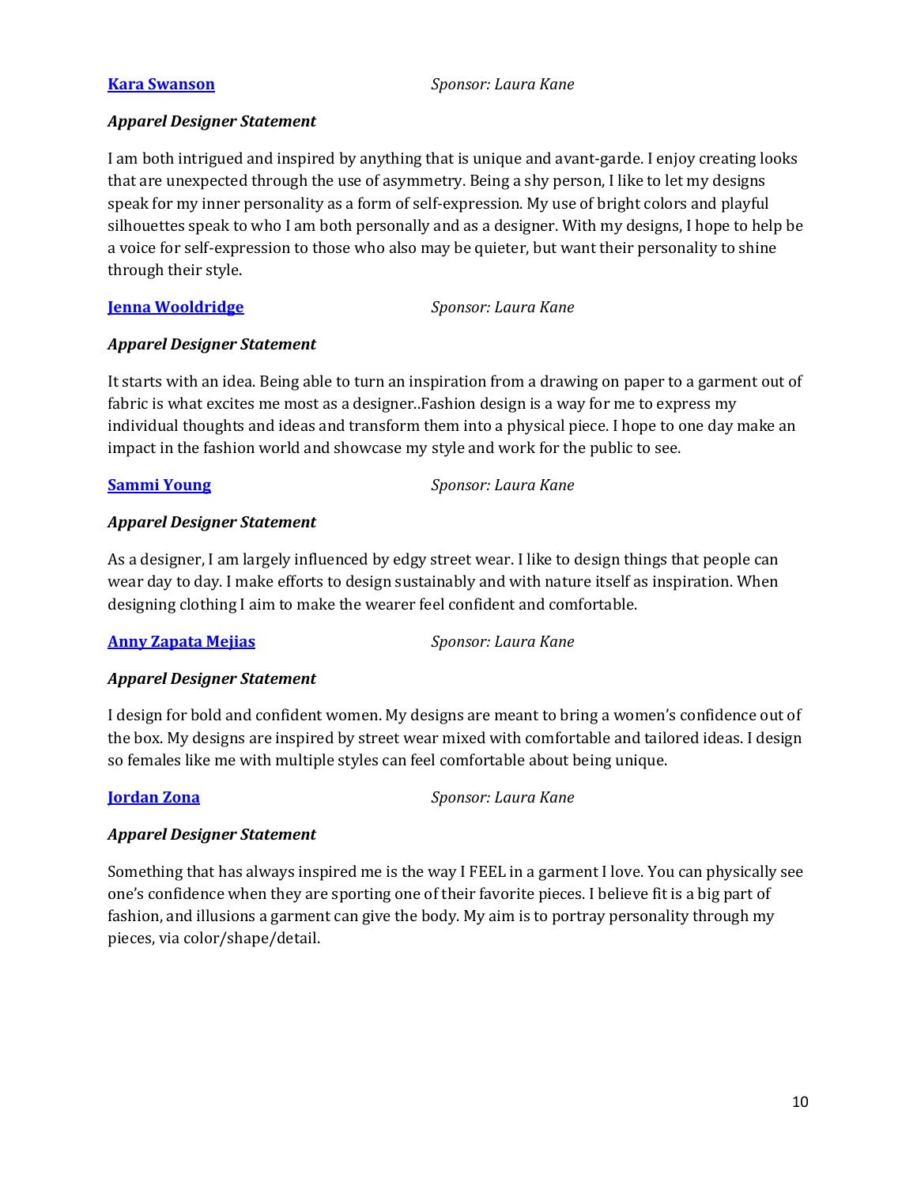**[Kara Swanson](#)** *Sponsor: Laura Kane*

***Apparel Designer Statement***

I am both intrigued and inspired by anything that is unique and avant-garde. I enjoy creating looks that are unexpected through the use of asymmetry. Being a shy person, I like to let my designs speak for my inner personality as a form of self-expression. My use of bright colors and playful silhouettes speak to who I am both personally and as a designer. With my designs, I hope to help be a voice for self-expression to those who also may be quieter, but want their personality to shine through their style.

**[Jenna Wooldridge](#)** *Sponsor: Laura Kane*

***Apparel Designer Statement***

It starts with an idea. Being able to turn an inspiration from a drawing on paper to a garment out of fabric is what excites me most as a designer..Fashion design is a way for me to express my individual thoughts and ideas and transform them into a physical piece. I hope to one day make an impact in the fashion world and showcase my style and work for the public to see.

**[Sammi Young](#)** *Sponsor: Laura Kane*

***Apparel Designer Statement***

As a designer, I am largely influenced by edgy street wear. I like to design things that people can wear day to day. I make efforts to design sustainably and with nature itself as inspiration. When designing clothing I aim to make the wearer feel confident and comfortable.

**[Anny Zapata Mejias](#)** *Sponsor: Laura Kane*

***Apparel Designer Statement***

I design for bold and confident women. My designs are meant to bring a women's confidence out of the box. My designs are inspired by street wear mixed with comfortable and tailored ideas. I design so females like me with multiple styles can feel comfortable about being unique.

**[Jordan Zona](#)** *Sponsor: Laura Kane*

***Apparel Designer Statement***

Something that has always inspired me is the way I FEEL in a garment I love. You can physically see one's confidence when they are sporting one of their favorite pieces. I believe fit is a big part of fashion, and illusions a garment can give the body. My aim is to portray personality through my pieces, via color/shape/detail.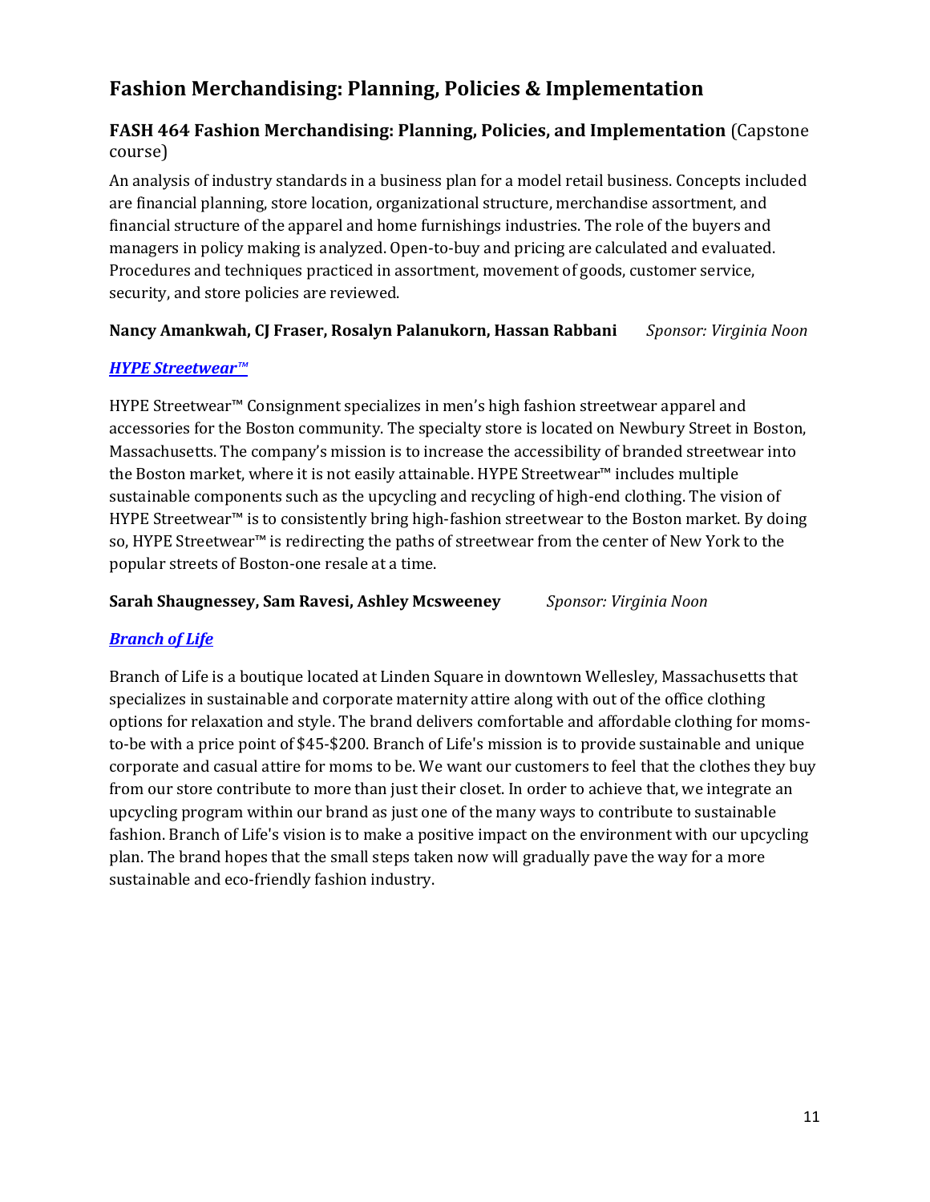# Fashion Merchandising: Planning, Policies & Implementation

## **FASH 464 Fashion Merchandising: Planning, Policies, and Implementation** (Capstone course)

An analysis of industry standards in a business plan for a model retail business. Concepts included are financial planning, store location, organizational structure, merchandise assortment, and financial structure of the apparel and home furnishings industries. The role of the buyers and managers in policy making is analyzed. Open-to-buy and pricing are calculated and evaluated. Procedures and techniques practiced in assortment, movement of goods, customer service, security, and store policies are reviewed.

**Nancy Amankwah, CJ Fraser, Rosalyn Palanukorn, Hassan Rabbani** *Sponsor: Virginia Noon*

### ***HYPE Streetwear™***

HYPE Streetwear™ Consignment specializes in men's high fashion streetwear apparel and accessories for the Boston community. The specialty store is located on Newbury Street in Boston, Massachusetts. The company's mission is to increase the accessibility of branded streetwear into the Boston market, where it is not easily attainable. HYPE Streetwear™ includes multiple sustainable components such as the upcycling and recycling of high-end clothing. The vision of HYPE Streetwear™ is to consistently bring high-fashion streetwear to the Boston market. By doing so, HYPE Streetwear™ is redirecting the paths of streetwear from the center of New York to the popular streets of Boston-one resale at a time.

**Sarah Shaugnessey, Sam Ravesi, Ashley Mcsweeney** *Sponsor: Virginia Noon*

### ***Branch of Life***

Branch of Life is a boutique located at Linden Square in downtown Wellesley, Massachusetts that specializes in sustainable and corporate maternity attire along with out of the office clothing options for relaxation and style. The brand delivers comfortable and affordable clothing for moms-to-be with a price point of $45-$200. Branch of Life's mission is to provide sustainable and unique corporate and casual attire for moms to be. We want our customers to feel that the clothes they buy from our store contribute to more than just their closet. In order to achieve that, we integrate an upcycling program within our brand as just one of the many ways to contribute to sustainable fashion. Branch of Life's vision is to make a positive impact on the environment with our upcycling plan. The brand hopes that the small steps taken now will gradually pave the way for a more sustainable and eco-friendly fashion industry.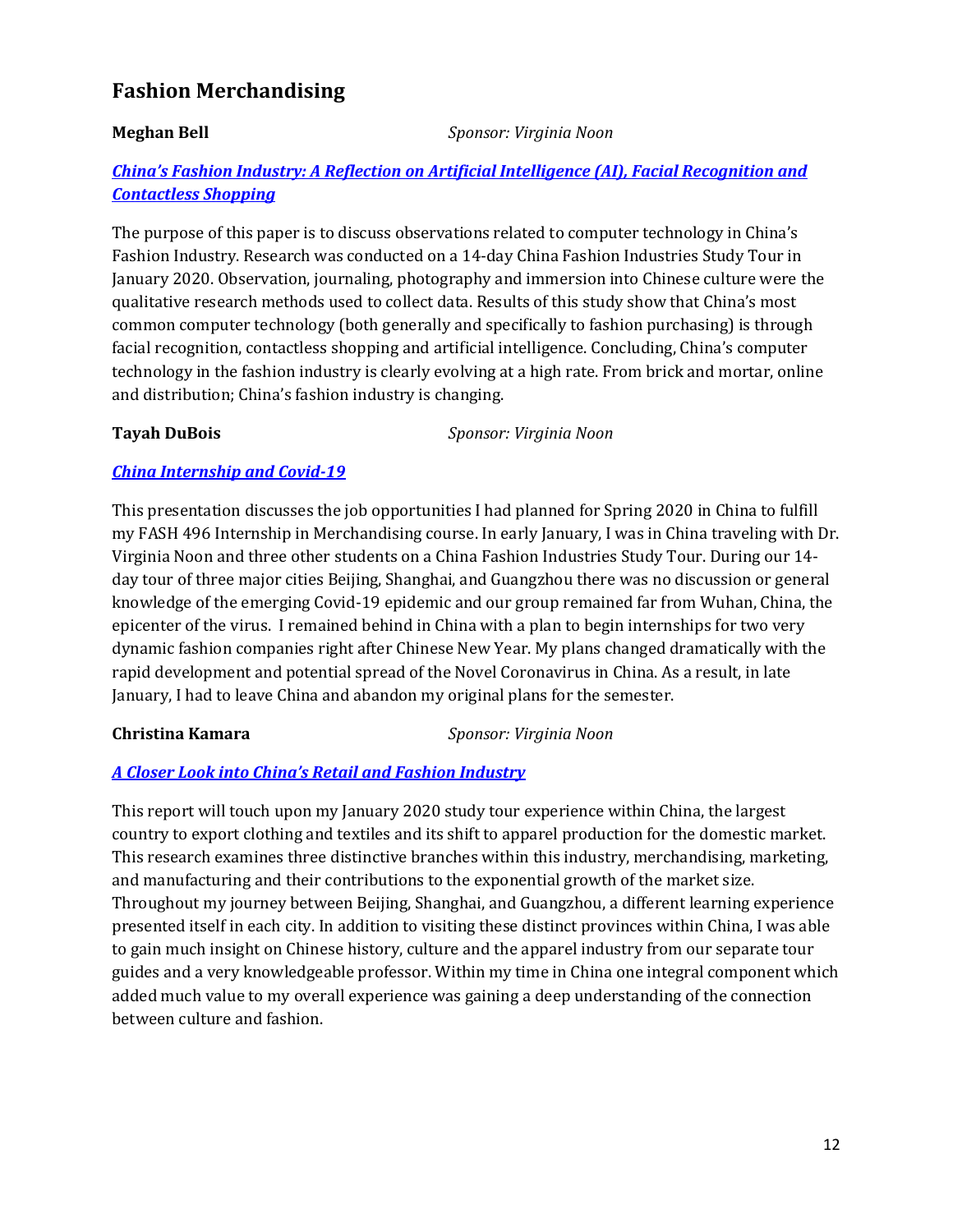## Fashion Merchandising

**Meghan Bell** *Sponsor: Virginia Noon*

***China's Fashion Industry: A Reflection on Artificial Intelligence (AI), Facial Recognition and Contactless Shopping***

The purpose of this paper is to discuss observations related to computer technology in China's Fashion Industry. Research was conducted on a 14-day China Fashion Industries Study Tour in January 2020. Observation, journaling, photography and immersion into Chinese culture were the qualitative research methods used to collect data. Results of this study show that China's most common computer technology (both generally and specifically to fashion purchasing) is through facial recognition, contactless shopping and artificial intelligence. Concluding, China's computer technology in the fashion industry is clearly evolving at a high rate. From brick and mortar, online and distribution; China's fashion industry is changing.

**Tayah DuBois** *Sponsor: Virginia Noon*

***China Internship and Covid-19***

This presentation discusses the job opportunities I had planned for Spring 2020 in China to fulfill my FASH 496 Internship in Merchandising course. In early January, I was in China traveling with Dr. Virginia Noon and three other students on a China Fashion Industries Study Tour. During our 14-day tour of three major cities Beijing, Shanghai, and Guangzhou there was no discussion or general knowledge of the emerging Covid-19 epidemic and our group remained far from Wuhan, China, the epicenter of the virus. I remained behind in China with a plan to begin internships for two very dynamic fashion companies right after Chinese New Year. My plans changed dramatically with the rapid development and potential spread of the Novel Coronavirus in China. As a result, in late January, I had to leave China and abandon my original plans for the semester.

**Christina Kamara** *Sponsor: Virginia Noon*

***A Closer Look into China's Retail and Fashion Industry***

This report will touch upon my January 2020 study tour experience within China, the largest country to export clothing and textiles and its shift to apparel production for the domestic market. This research examines three distinctive branches within this industry, merchandising, marketing, and manufacturing and their contributions to the exponential growth of the market size. Throughout my journey between Beijing, Shanghai, and Guangzhou, a different learning experience presented itself in each city. In addition to visiting these distinct provinces within China, I was able to gain much insight on Chinese history, culture and the apparel industry from our separate tour guides and a very knowledgeable professor. Within my time in China one integral component which added much value to my overall experience was gaining a deep understanding of the connection between culture and fashion.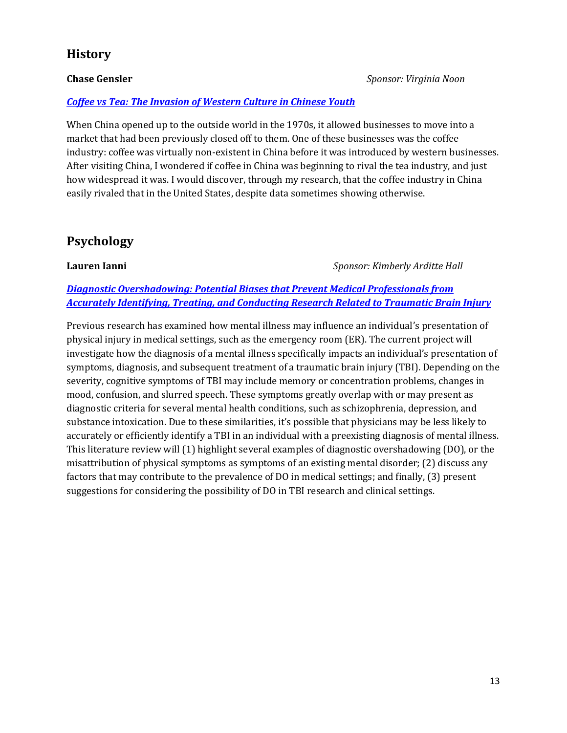## History

**Chase Gensler** *Sponsor: Virginia Noon*

***Coffee vs Tea: The Invasion of Western Culture in Chinese Youth***

When China opened up to the outside world in the 1970s, it allowed businesses to move into a market that had been previously closed off to them. One of these businesses was the coffee industry: coffee was virtually non-existent in China before it was introduced by western businesses. After visiting China, I wondered if coffee in China was beginning to rival the tea industry, and just how widespread it was. I would discover, through my research, that the coffee industry in China easily rivaled that in the United States, despite data sometimes showing otherwise.

## Psychology

**Lauren Ianni** *Sponsor: Kimberly Arditte Hall*

***Diagnostic Overshadowing: Potential Biases that Prevent Medical Professionals from Accurately Identifying, Treating, and Conducting Research Related to Traumatic Brain Injury***

Previous research has examined how mental illness may influence an individual's presentation of physical injury in medical settings, such as the emergency room (ER). The current project will investigate how the diagnosis of a mental illness specifically impacts an individual's presentation of symptoms, diagnosis, and subsequent treatment of a traumatic brain injury (TBI). Depending on the severity, cognitive symptoms of TBI may include memory or concentration problems, changes in mood, confusion, and slurred speech. These symptoms greatly overlap with or may present as diagnostic criteria for several mental health conditions, such as schizophrenia, depression, and substance intoxication. Due to these similarities, it's possible that physicians may be less likely to accurately or efficiently identify a TBI in an individual with a preexisting diagnosis of mental illness. This literature review will (1) highlight several examples of diagnostic overshadowing (DO), or the misattribution of physical symptoms as symptoms of an existing mental disorder; (2) discuss any factors that may contribute to the prevalence of DO in medical settings; and finally, (3) present suggestions for considering the possibility of DO in TBI research and clinical settings.